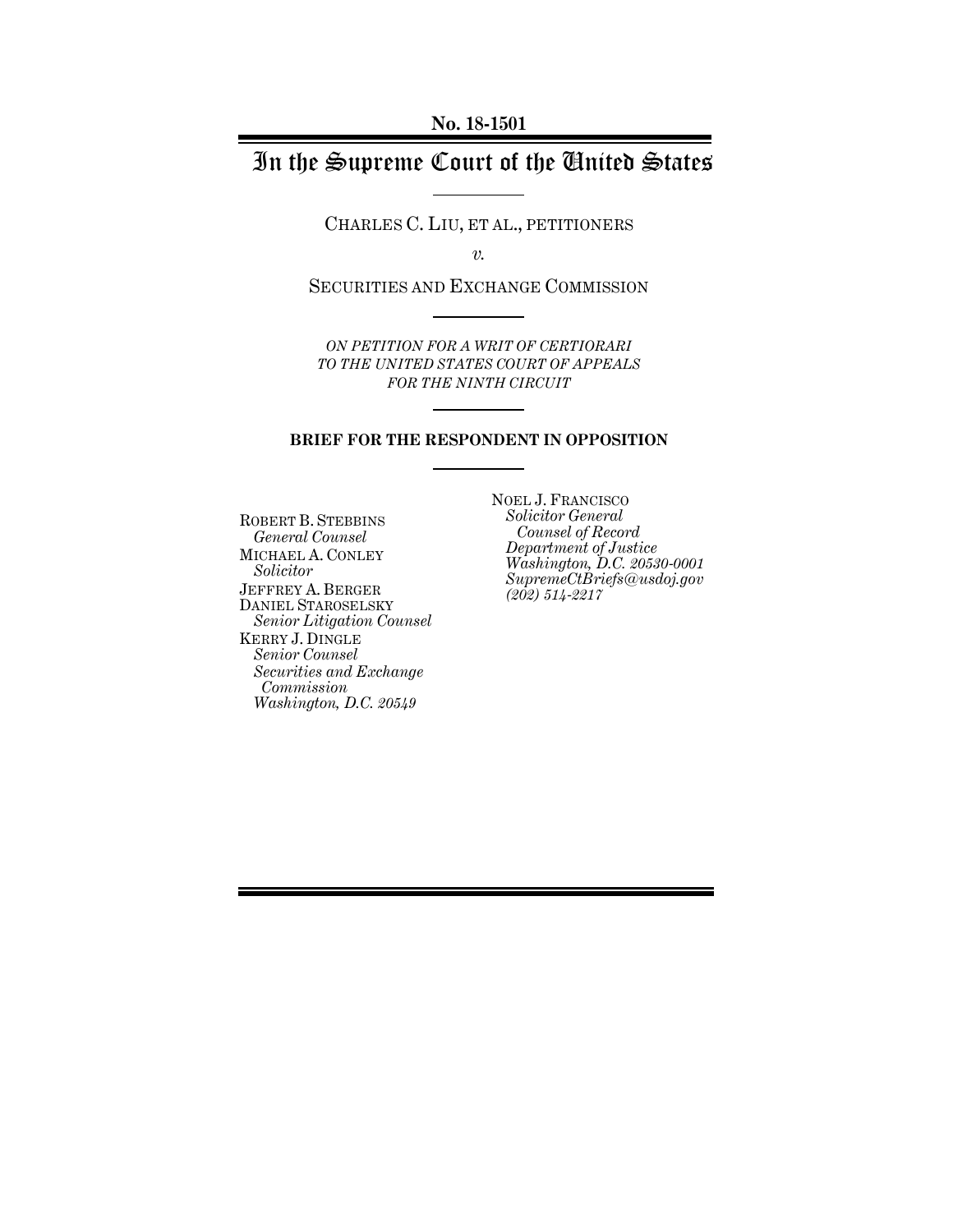**No. 18-1501**

# In the Supreme Court of the United States

CHARLES C. LIU, ET AL., PETITIONERS

*v.*

SECURITIES AND EXCHANGE COMMISSION

*ON PETITION FOR A WRIT OF CERTIORARI TO THE UNITED STATES COURT OF APPEALS FOR THE NINTH CIRCUIT*

**BRIEF FOR THE RESPONDENT IN OPPOSITION**

NOEL J. FRANCISCO
*Solicitor General*
*Counsel of Record*
*Department of Justice*
*Washington, D.C. 20530-0001*
*SupremeCtBriefs@usdoj.gov*
*(202) 514-2217*

ROBERT B. STEBBINS
*General Counsel*
MICHAEL A. CONLEY
*Solicitor*
JEFFREY A. BERGER
DANIEL STAROSELSKY
*Senior Litigation Counsel*
KERRY J. DINGLE
*Senior Counsel*
*Securities and Exchange Commission*
*Washington, D.C. 20549*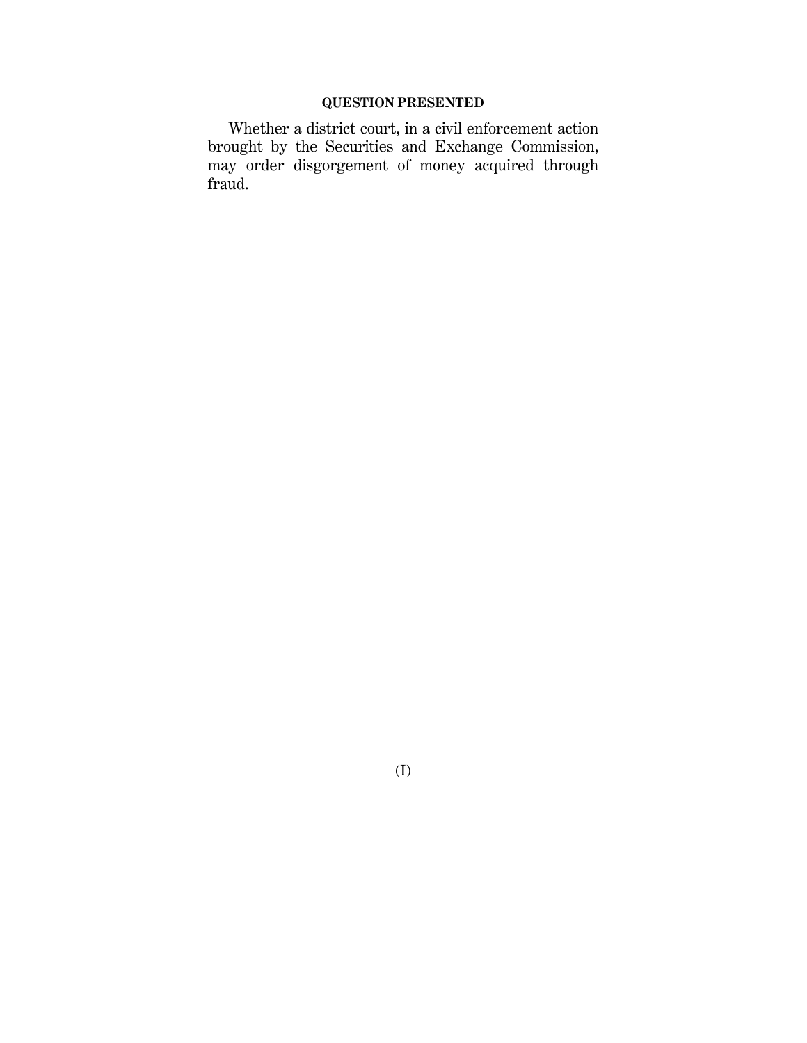## QUESTION PRESENTED

Whether a district court, in a civil enforcement action brought by the Securities and Exchange Commission, may order disgorgement of money acquired through fraud.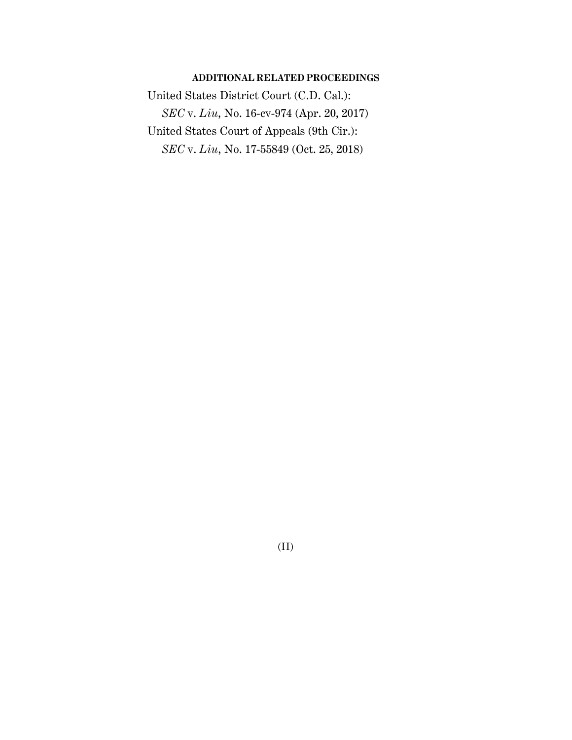## ADDITIONAL RELATED PROCEEDINGS

United States District Court (C.D. Cal.):

*SEC* v. *Liu*, No. 16-cv-974 (Apr. 20, 2017)

United States Court of Appeals (9th Cir.):

*SEC* v. *Liu*, No. 17-55849 (Oct. 25, 2018)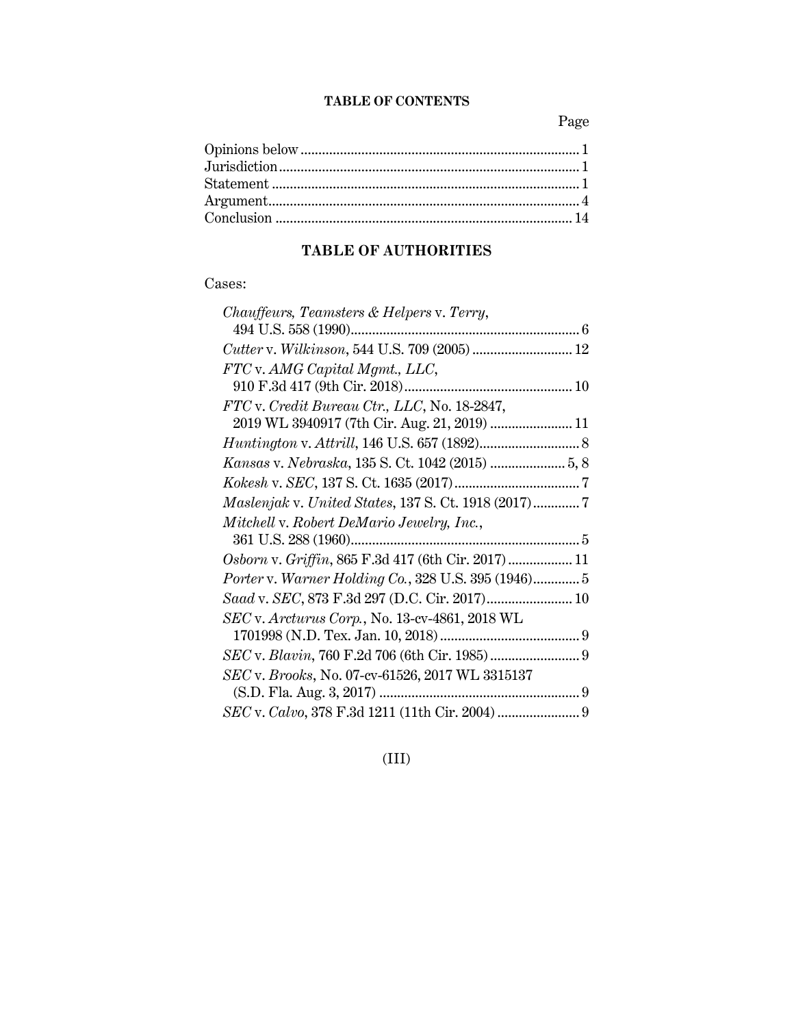**TABLE OF CONTENTS**

| | Page |
|---|---|
| Opinions below | 1 |
| Jurisdiction | 1 |
| Statement | 1 |
| Argument | 4 |
| Conclusion | 14 |

**TABLE OF AUTHORITIES**

Cases:

| | |
|---|---|
| *Chauffeurs, Teamsters & Helpers* v. *Terry*, 494 U.S. 558 (1990) | 6 |
| *Cutter* v. *Wilkinson*, 544 U.S. 709 (2005) | 12 |
| *FTC* v. *AMG Capital Mgmt., LLC*, 910 F.3d 417 (9th Cir. 2018) | 10 |
| *FTC* v. *Credit Bureau Ctr., LLC*, No. 18-2847, 2019 WL 3940917 (7th Cir. Aug. 21, 2019) | 11 |
| *Huntington* v. *Attrill*, 146 U.S. 657 (1892) | 8 |
| *Kansas* v. *Nebraska*, 135 S. Ct. 1042 (2015) | 5, 8 |
| *Kokesh* v. *SEC*, 137 S. Ct. 1635 (2017) | 7 |
| *Maslenjak* v. *United States*, 137 S. Ct. 1918 (2017) | 7 |
| *Mitchell* v. *Robert DeMario Jewelry, Inc.*, 361 U.S. 288 (1960) | 5 |
| *Osborn* v. *Griffin*, 865 F.3d 417 (6th Cir. 2017) | 11 |
| *Porter* v. *Warner Holding Co.*, 328 U.S. 395 (1946) | 5 |
| *Saad* v. *SEC*, 873 F.3d 297 (D.C. Cir. 2017) | 10 |
| *SEC* v. *Arcturus Corp.*, No. 13-cv-4861, 2018 WL 1701998 (N.D. Tex. Jan. 10, 2018) | 9 |
| *SEC* v. *Blavin*, 760 F.2d 706 (6th Cir. 1985) | 9 |
| *SEC* v. *Brooks*, No. 07-cv-61526, 2017 WL 3315137 (S.D. Fla. Aug. 3, 2017) | 9 |
| *SEC* v. *Calvo*, 378 F.3d 1211 (11th Cir. 2004) | 9 |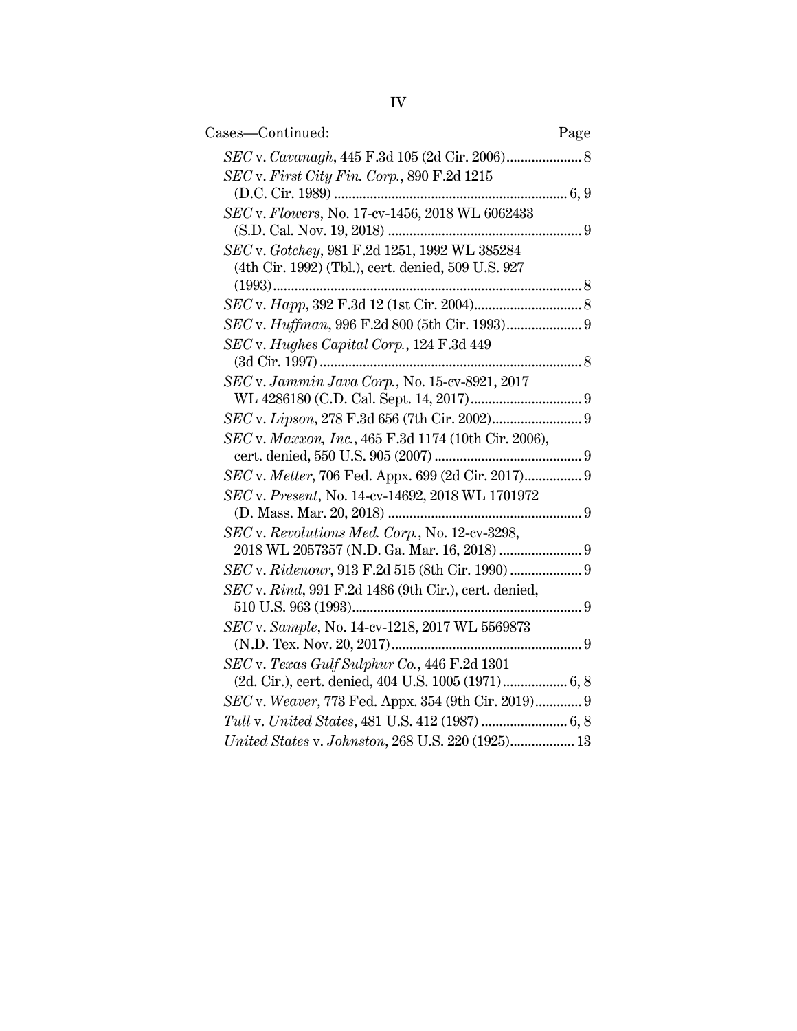Cases—Continued: Page

*SEC* v. *Cavanagh*, 445 F.3d 105 (2d Cir. 2006) ..................... 8

*SEC* v. *First City Fin. Corp.*, 890 F.2d 1215 (D.C. Cir. 1989) ................................................................. 6, 9

*SEC* v. *Flowers*, No. 17-cv-1456, 2018 WL 6062433 (S.D. Cal. Nov. 19, 2018) ...................................................... 9

*SEC* v. *Gotchey*, 981 F.2d 1251, 1992 WL 385284 (4th Cir. 1992) (Tbl.), cert. denied, 509 U.S. 927 (1993) ...................................................................................... 8

*SEC* v. *Happ*, 392 F.3d 12 (1st Cir. 2004) .............................. 8

*SEC* v. *Huffman*, 996 F.2d 800 (5th Cir. 1993) ..................... 9

*SEC* v. *Hughes Capital Corp.*, 124 F.3d 449 (3d Cir. 1997) ......................................................................... 8

*SEC* v. *Jammin Java Corp.*, No. 15-cv-8921, 2017 WL 4286180 (C.D. Cal. Sept. 14, 2017) ............................... 9

*SEC* v. *Lipson*, 278 F.3d 656 (7th Cir. 2002) ......................... 9

*SEC* v. *Maxxon, Inc.*, 465 F.3d 1174 (10th Cir. 2006), cert. denied, 550 U.S. 905 (2007) ......................................... 9

*SEC* v. *Metter*, 706 Fed. Appx. 699 (2d Cir. 2017) ................ 9

*SEC* v. *Present*, No. 14-cv-14692, 2018 WL 1701972 (D. Mass. Mar. 20, 2018) ...................................................... 9

*SEC* v. *Revolutions Med. Corp.*, No. 12-cv-3298, 2018 WL 2057357 (N.D. Ga. Mar. 16, 2018) ....................... 9

*SEC* v. *Ridenour*, 913 F.2d 515 (8th Cir. 1990) .................... 9

*SEC* v. *Rind*, 991 F.2d 1486 (9th Cir.), cert. denied, 510 U.S. 963 (1993) ................................................................ 9

*SEC* v. *Sample*, No. 14-cv-1218, 2017 WL 5569873 (N.D. Tex. Nov. 20, 2017) ..................................................... 9

*SEC* v. *Texas Gulf Sulphur Co.*, 446 F.2d 1301 (2d. Cir.), cert. denied, 404 U.S. 1005 (1971) .................. 6, 8

*SEC* v. *Weaver*, 773 Fed. Appx. 354 (9th Cir. 2019) ............. 9

*Tull* v. *United States*, 481 U.S. 412 (1987) ........................ 6, 8

*United States* v. *Johnston*, 268 U.S. 220 (1925) .................. 13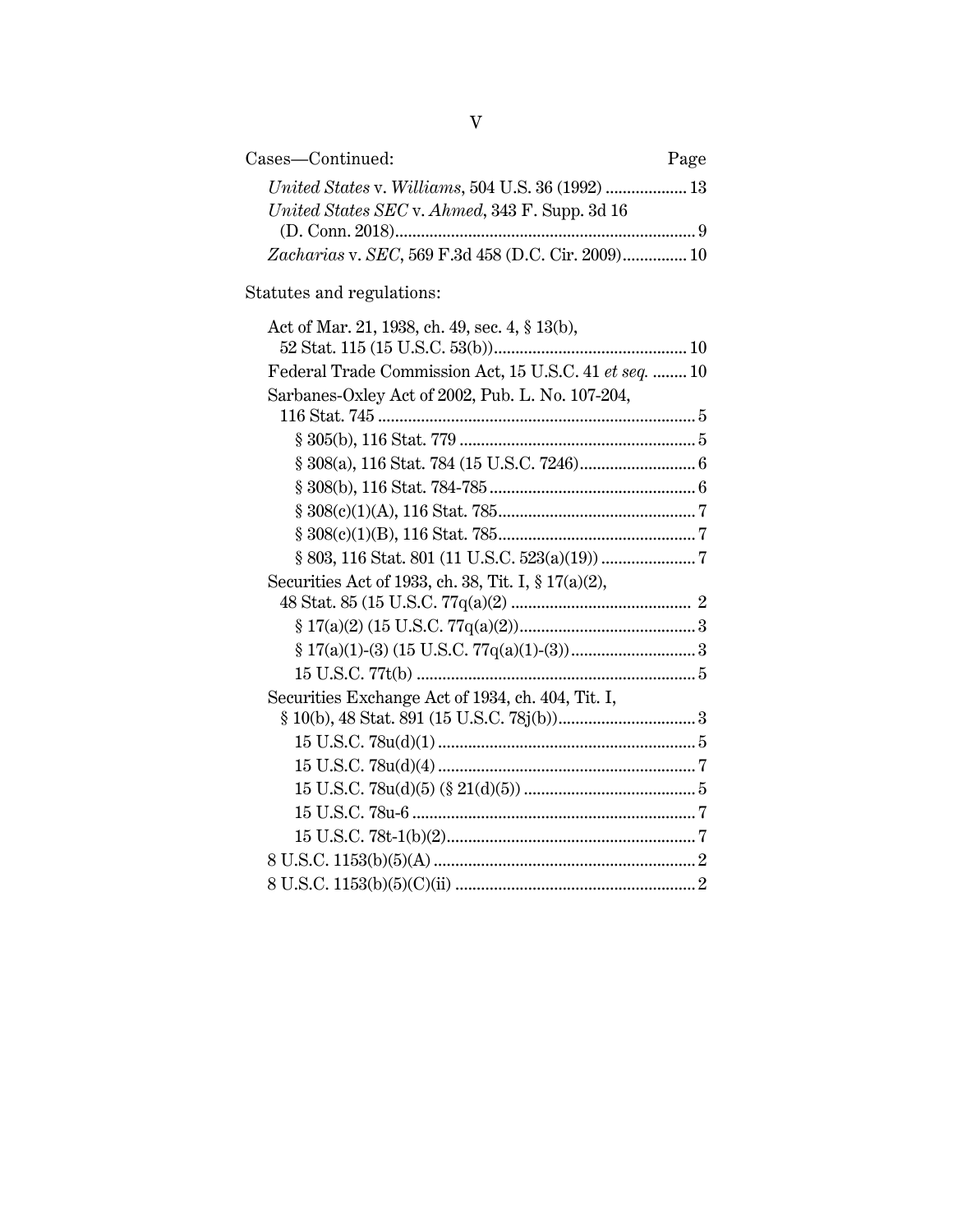Cases—Continued: Page

*United States* v. *Williams*, 504 U.S. 36 (1992) ................... 13

*United States SEC* v. *Ahmed*, 343 F. Supp. 3d 16 (D. Conn. 2018)...................................................................... 9

*Zacharias* v. *SEC*, 569 F.3d 458 (D.C. Cir. 2009)............... 10

Statutes and regulations:

Act of Mar. 21, 1938, ch. 49, sec. 4, § 13(b), 52 Stat. 115 (15 U.S.C. 53(b))............................................ 10

Federal Trade Commission Act, 15 U.S.C. 41 *et seq.* ........ 10

Sarbanes-Oxley Act of 2002, Pub. L. No. 107-204, 116 Stat. 745 ......................................................................... 5

- § 305(b), 116 Stat. 779 ...................................................... 5
- § 308(a), 116 Stat. 784 (15 U.S.C. 7246).......................... 6
- § 308(b), 116 Stat. 784-785 ............................................... 6
- § 308(c)(1)(A), 116 Stat. 785............................................. 7
- § 308(c)(1)(B), 116 Stat. 785............................................. 7
- § 803, 116 Stat. 801 (11 U.S.C. 523(a)(19)) ..................... 7

Securities Act of 1933, ch. 38, Tit. I, § 17(a)(2), 48 Stat. 85 (15 U.S.C. 77q(a)(2) ......................................... 2

- § 17(a)(2) (15 U.S.C. 77q(a)(2))......................................... 3
- § 17(a)(1)-(3) (15 U.S.C. 77q(a)(1)-(3)) ............................ 3
- 15 U.S.C. 77t(b) ................................................................ 5

Securities Exchange Act of 1934, ch. 404, Tit. I, § 10(b), 48 Stat. 891 (15 U.S.C. 78j(b))................................ 3

- 15 U.S.C. 78u(d)(1) ........................................................... 5
- 15 U.S.C. 78u(d)(4) ........................................................... 7
- 15 U.S.C. 78u(d)(5) (§ 21(d)(5)) ........................................ 5
- 15 U.S.C. 78u-6 ................................................................. 7
- 15 U.S.C. 78t-1(b)(2).......................................................... 7

8 U.S.C. 1153(b)(5)(A) ............................................................ 2

8 U.S.C. 1153(b)(5)(C)(ii) ....................................................... 2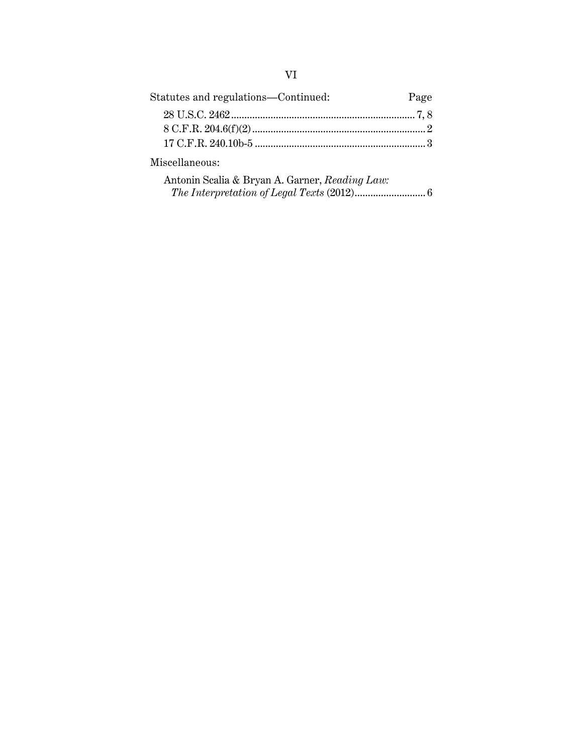Statutes and regulations—Continued: Page

28 U.S.C. 2462 .......................................................................... 7, 8

8 C.F.R. 204.6(f)(2) .................................................................. 2

17 C.F.R. 240.10b-5 ................................................................. 3

Miscellaneous:

Antonin Scalia & Bryan A. Garner, *Reading Law: The Interpretation of Legal Texts* (2012) ........................... 6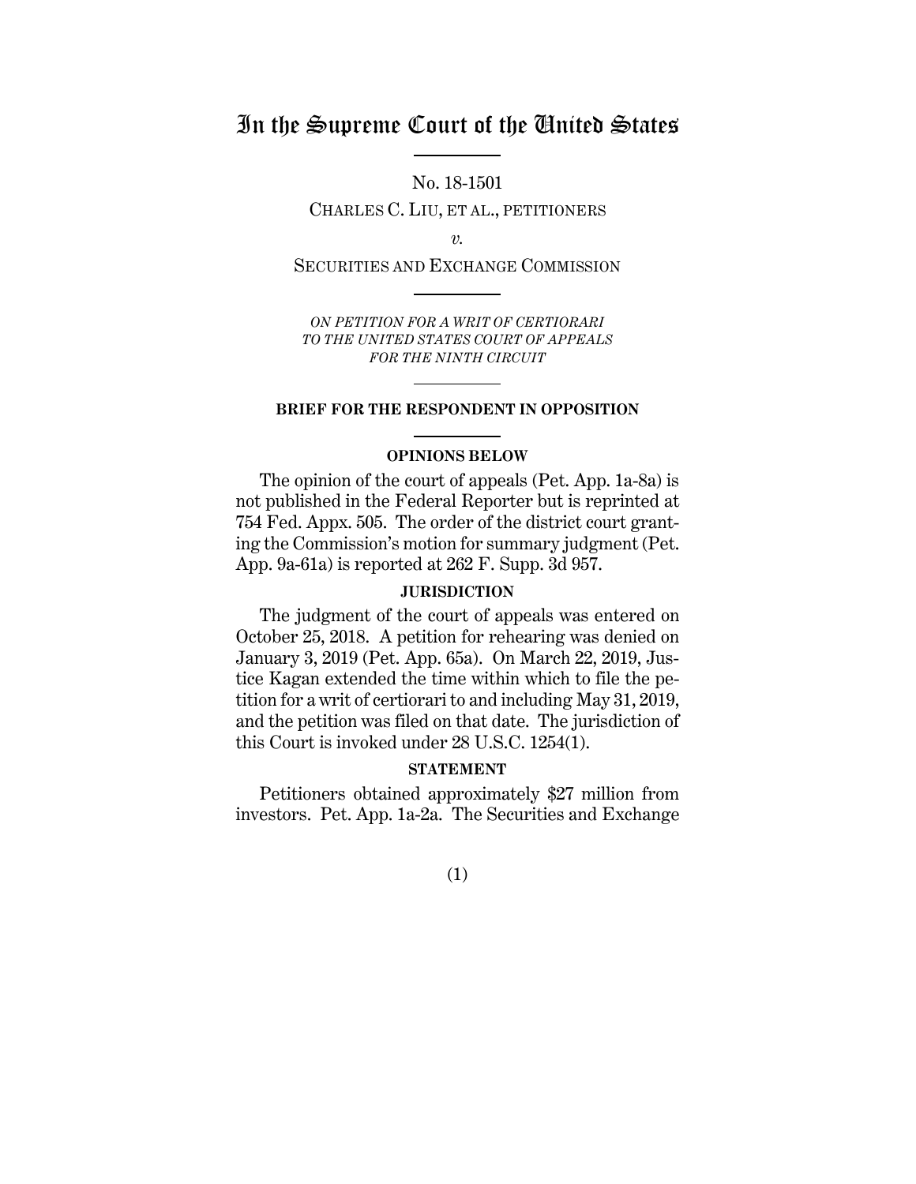# In the Supreme Court of the United States

No. 18-1501

CHARLES C. LIU, ET AL., PETITIONERS

*v.*

SECURITIES AND EXCHANGE COMMISSION

*ON PETITION FOR A WRIT OF CERTIORARI TO THE UNITED STATES COURT OF APPEALS FOR THE NINTH CIRCUIT*

**BRIEF FOR THE RESPONDENT IN OPPOSITION**

**OPINIONS BELOW**

The opinion of the court of appeals (Pet. App. 1a-8a) is not published in the Federal Reporter but is reprinted at 754 Fed. Appx. 505. The order of the district court granting the Commission's motion for summary judgment (Pet. App. 9a-61a) is reported at 262 F. Supp. 3d 957.

**JURISDICTION**

The judgment of the court of appeals was entered on October 25, 2018. A petition for rehearing was denied on January 3, 2019 (Pet. App. 65a). On March 22, 2019, Justice Kagan extended the time within which to file the petition for a writ of certiorari to and including May 31, 2019, and the petition was filed on that date. The jurisdiction of this Court is invoked under 28 U.S.C. 1254(1).

**STATEMENT**

Petitioners obtained approximately $27 million from investors. Pet. App. 1a-2a. The Securities and Exchange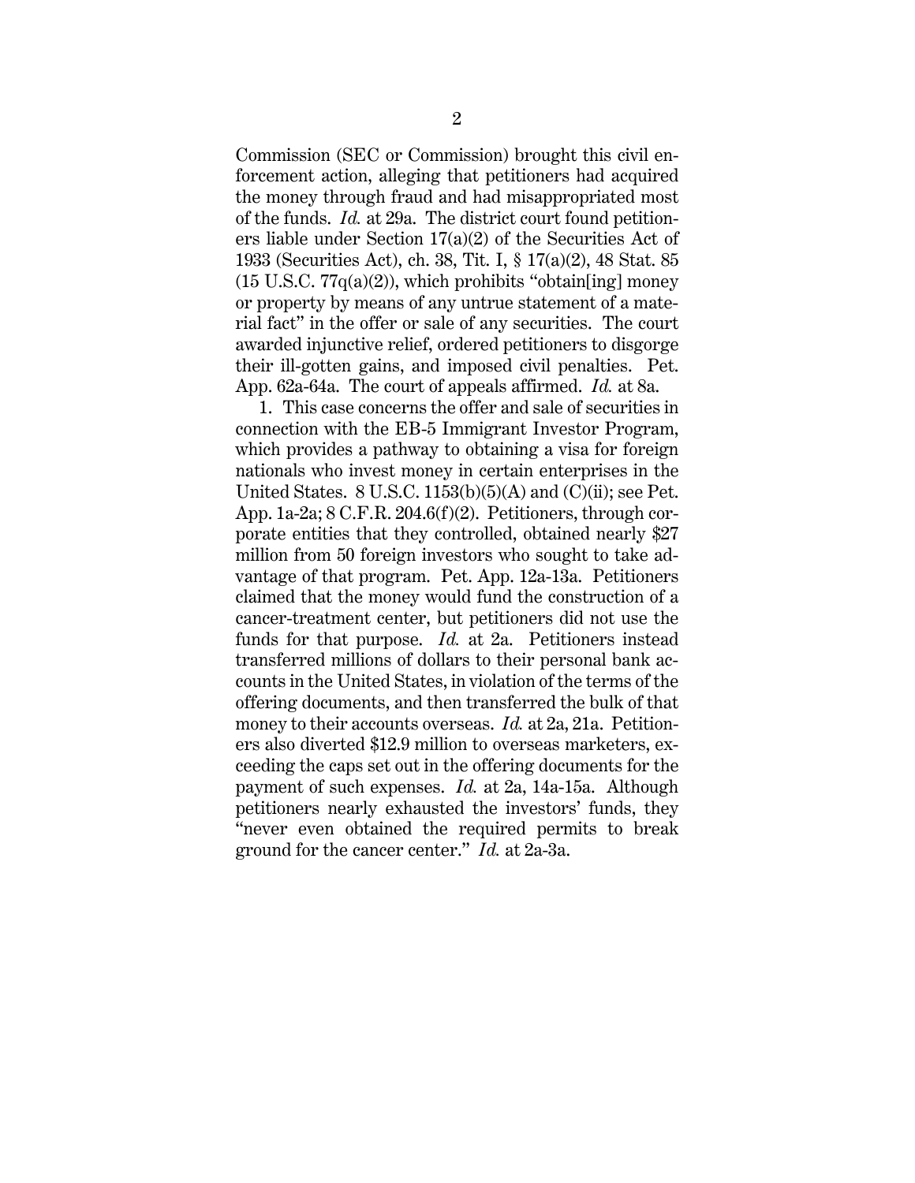Commission (SEC or Commission) brought this civil enforcement action, alleging that petitioners had acquired the money through fraud and had misappropriated most of the funds. *Id.* at 29a. The district court found petitioners liable under Section 17(a)(2) of the Securities Act of 1933 (Securities Act), ch. 38, Tit. I, § 17(a)(2), 48 Stat. 85 (15 U.S.C. 77q(a)(2)), which prohibits "obtain[ing] money or property by means of any untrue statement of a material fact" in the offer or sale of any securities. The court awarded injunctive relief, ordered petitioners to disgorge their ill-gotten gains, and imposed civil penalties. Pet. App. 62a-64a. The court of appeals affirmed. *Id.* at 8a.

1. This case concerns the offer and sale of securities in connection with the EB-5 Immigrant Investor Program, which provides a pathway to obtaining a visa for foreign nationals who invest money in certain enterprises in the United States. 8 U.S.C. 1153(b)(5)(A) and (C)(ii); see Pet. App. 1a-2a; 8 C.F.R. 204.6(f)(2). Petitioners, through corporate entities that they controlled, obtained nearly $27 million from 50 foreign investors who sought to take advantage of that program. Pet. App. 12a-13a. Petitioners claimed that the money would fund the construction of a cancer-treatment center, but petitioners did not use the funds for that purpose. *Id.* at 2a. Petitioners instead transferred millions of dollars to their personal bank accounts in the United States, in violation of the terms of the offering documents, and then transferred the bulk of that money to their accounts overseas. *Id.* at 2a, 21a. Petitioners also diverted $12.9 million to overseas marketers, exceeding the caps set out in the offering documents for the payment of such expenses. *Id.* at 2a, 14a-15a. Although petitioners nearly exhausted the investors' funds, they "never even obtained the required permits to break ground for the cancer center." *Id.* at 2a-3a.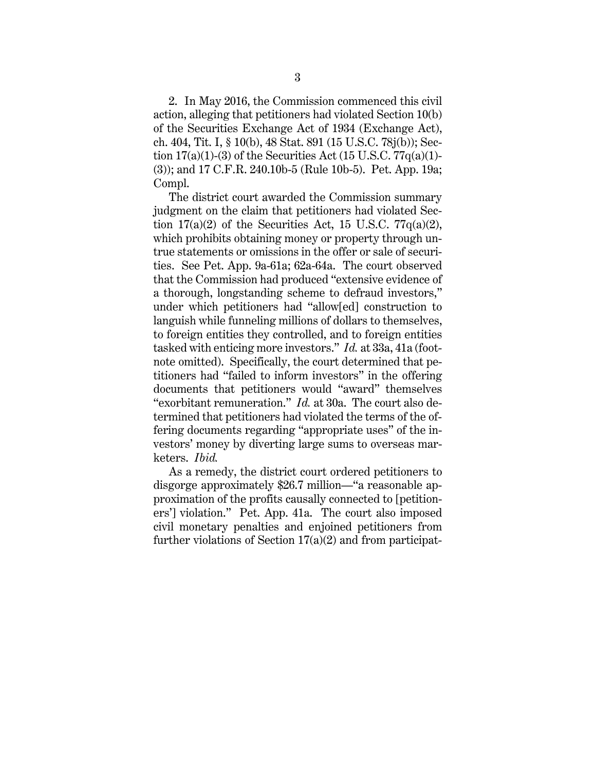2. In May 2016, the Commission commenced this civil action, alleging that petitioners had violated Section 10(b) of the Securities Exchange Act of 1934 (Exchange Act), ch. 404, Tit. I, § 10(b), 48 Stat. 891 (15 U.S.C. 78j(b)); Section 17(a)(1)-(3) of the Securities Act (15 U.S.C. 77q(a)(1)-(3)); and 17 C.F.R. 240.10b-5 (Rule 10b-5). Pet. App. 19a; Compl.

The district court awarded the Commission summary judgment on the claim that petitioners had violated Section 17(a)(2) of the Securities Act, 15 U.S.C. 77q(a)(2), which prohibits obtaining money or property through untrue statements or omissions in the offer or sale of securities. See Pet. App. 9a-61a; 62a-64a. The court observed that the Commission had produced "extensive evidence of a thorough, longstanding scheme to defraud investors," under which petitioners had "allow[ed] construction to languish while funneling millions of dollars to themselves, to foreign entities they controlled, and to foreign entities tasked with enticing more investors." *Id.* at 33a, 41a (footnote omitted). Specifically, the court determined that petitioners had "failed to inform investors" in the offering documents that petitioners would "award" themselves "exorbitant remuneration." *Id.* at 30a. The court also determined that petitioners had violated the terms of the offering documents regarding "appropriate uses" of the investors' money by diverting large sums to overseas marketers. *Ibid.*

As a remedy, the district court ordered petitioners to disgorge approximately $26.7 million—"a reasonable approximation of the profits causally connected to [petitioners'] violation." Pet. App. 41a. The court also imposed civil monetary penalties and enjoined petitioners from further violations of Section 17(a)(2) and from participat-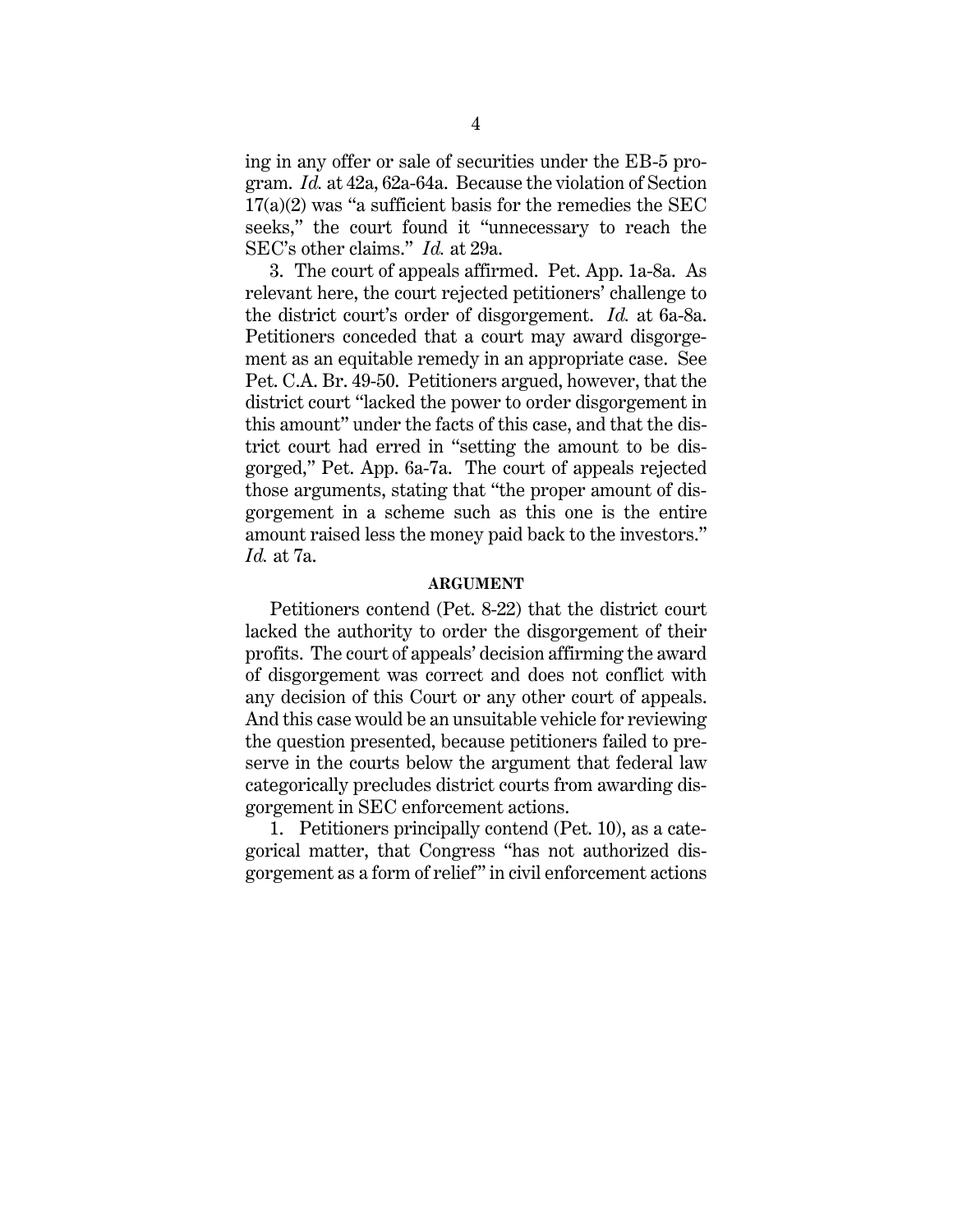ing in any offer or sale of securities under the EB-5 program. *Id.* at 42a, 62a-64a. Because the violation of Section 17(a)(2) was "a sufficient basis for the remedies the SEC seeks," the court found it "unnecessary to reach the SEC's other claims." *Id.* at 29a.

3. The court of appeals affirmed. Pet. App. 1a-8a. As relevant here, the court rejected petitioners' challenge to the district court's order of disgorgement. *Id.* at 6a-8a. Petitioners conceded that a court may award disgorgement as an equitable remedy in an appropriate case. See Pet. C.A. Br. 49-50. Petitioners argued, however, that the district court "lacked the power to order disgorgement in this amount" under the facts of this case, and that the district court had erred in "setting the amount to be disgorged," Pet. App. 6a-7a. The court of appeals rejected those arguments, stating that "the proper amount of disgorgement in a scheme such as this one is the entire amount raised less the money paid back to the investors." *Id.* at 7a.

## ARGUMENT

Petitioners contend (Pet. 8-22) that the district court lacked the authority to order the disgorgement of their profits. The court of appeals' decision affirming the award of disgorgement was correct and does not conflict with any decision of this Court or any other court of appeals. And this case would be an unsuitable vehicle for reviewing the question presented, because petitioners failed to preserve in the courts below the argument that federal law categorically precludes district courts from awarding disgorgement in SEC enforcement actions.

1. Petitioners principally contend (Pet. 10), as a categorical matter, that Congress "has not authorized disgorgement as a form of relief" in civil enforcement actions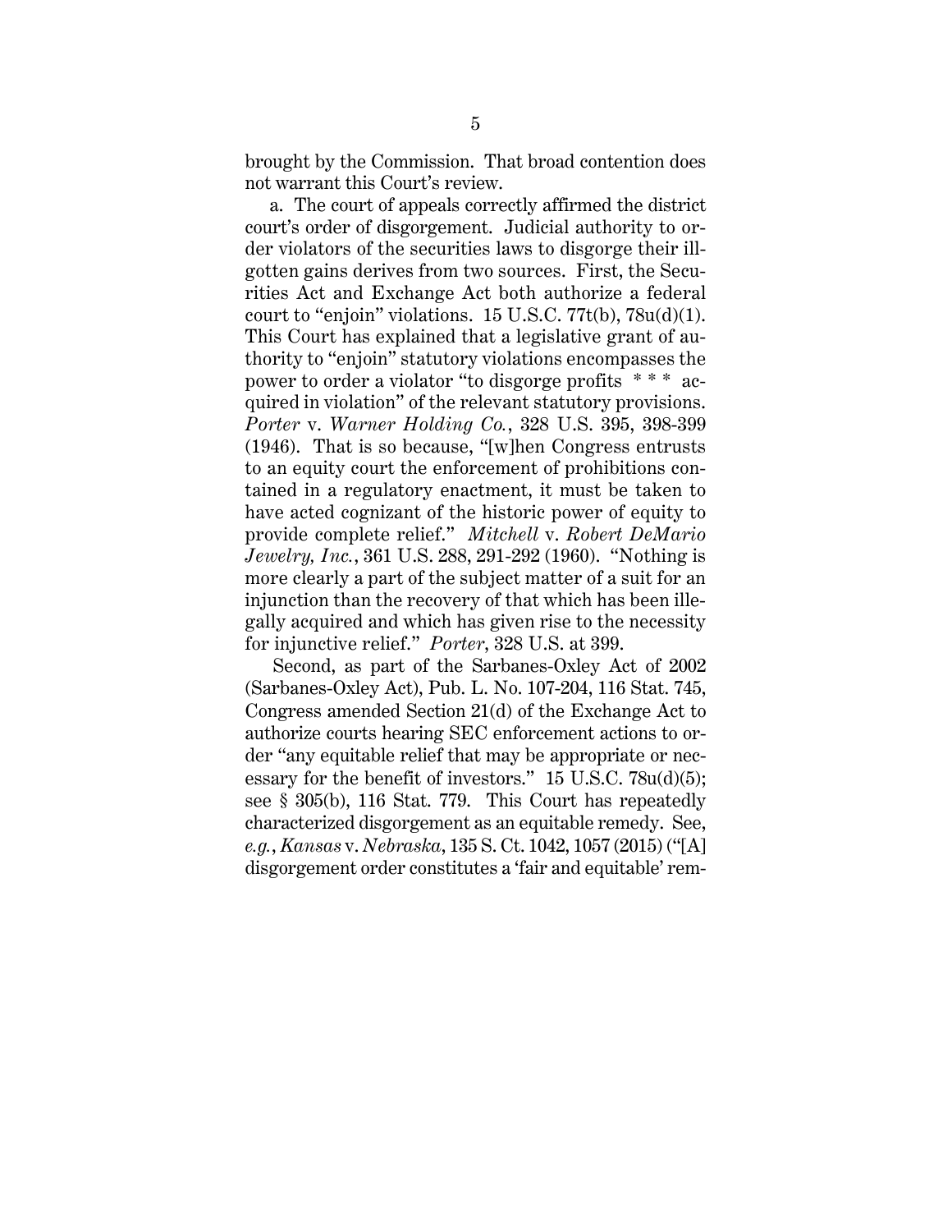brought by the Commission. That broad contention does not warrant this Court's review.

a. The court of appeals correctly affirmed the district court's order of disgorgement. Judicial authority to order violators of the securities laws to disgorge their ill-gotten gains derives from two sources. First, the Securities Act and Exchange Act both authorize a federal court to "enjoin" violations. 15 U.S.C. 77t(b), 78u(d)(1). This Court has explained that a legislative grant of authority to "enjoin" statutory violations encompasses the power to order a violator "to disgorge profits * * * acquired in violation" of the relevant statutory provisions. *Porter* v. *Warner Holding Co.*, 328 U.S. 395, 398-399 (1946). That is so because, "[w]hen Congress entrusts to an equity court the enforcement of prohibitions contained in a regulatory enactment, it must be taken to have acted cognizant of the historic power of equity to provide complete relief." *Mitchell* v. *Robert DeMario Jewelry, Inc.*, 361 U.S. 288, 291-292 (1960). "Nothing is more clearly a part of the subject matter of a suit for an injunction than the recovery of that which has been illegally acquired and which has given rise to the necessity for injunctive relief." *Porter*, 328 U.S. at 399.

Second, as part of the Sarbanes-Oxley Act of 2002 (Sarbanes-Oxley Act), Pub. L. No. 107-204, 116 Stat. 745, Congress amended Section 21(d) of the Exchange Act to authorize courts hearing SEC enforcement actions to order "any equitable relief that may be appropriate or necessary for the benefit of investors." 15 U.S.C. 78u(d)(5); see § 305(b), 116 Stat. 779. This Court has repeatedly characterized disgorgement as an equitable remedy. See, *e.g.*, *Kansas* v. *Nebraska*, 135 S. Ct. 1042, 1057 (2015) ("[A] disgorgement order constitutes a 'fair and equitable' rem-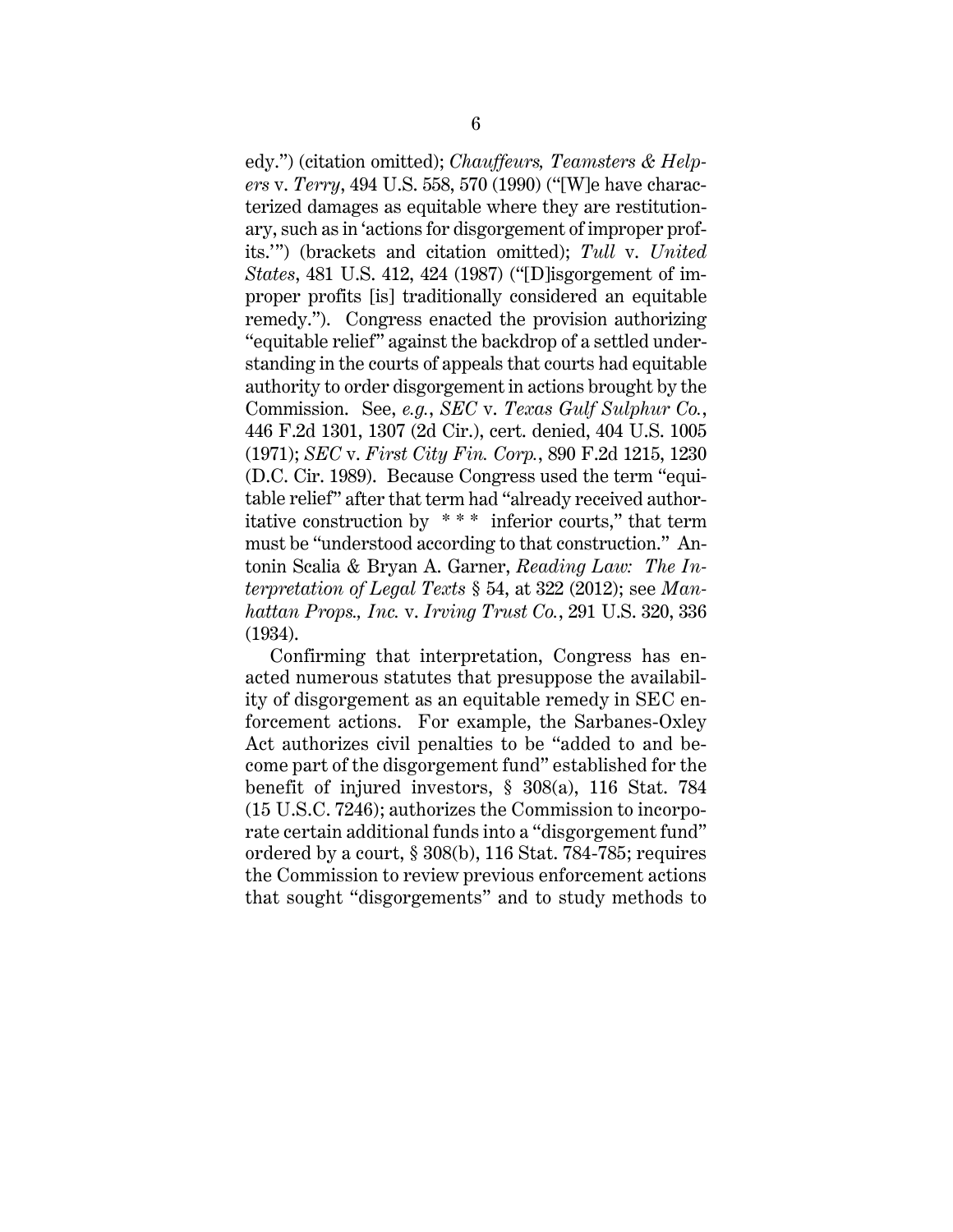edy.") (citation omitted); *Chauffeurs, Teamsters & Helpers* v. *Terry*, 494 U.S. 558, 570 (1990) ("[W]e have characterized damages as equitable where they are restitutionary, such as in 'actions for disgorgement of improper profits.'") (brackets and citation omitted); *Tull* v. *United States*, 481 U.S. 412, 424 (1987) ("[D]isgorgement of improper profits [is] traditionally considered an equitable remedy."). Congress enacted the provision authorizing "equitable relief" against the backdrop of a settled understanding in the courts of appeals that courts had equitable authority to order disgorgement in actions brought by the Commission. See, *e.g.*, *SEC* v. *Texas Gulf Sulphur Co.*, 446 F.2d 1301, 1307 (2d Cir.), cert. denied, 404 U.S. 1005 (1971); *SEC* v. *First City Fin. Corp.*, 890 F.2d 1215, 1230 (D.C. Cir. 1989). Because Congress used the term "equitable relief" after that term had "already received authoritative construction by \* \* \* inferior courts," that term must be "understood according to that construction." Antonin Scalia & Bryan A. Garner, *Reading Law: The Interpretation of Legal Texts* § 54, at 322 (2012); see *Manhattan Props., Inc.* v. *Irving Trust Co.*, 291 U.S. 320, 336 (1934).

Confirming that interpretation, Congress has enacted numerous statutes that presuppose the availability of disgorgement as an equitable remedy in SEC enforcement actions. For example, the Sarbanes-Oxley Act authorizes civil penalties to be "added to and become part of the disgorgement fund" established for the benefit of injured investors, § 308(a), 116 Stat. 784 (15 U.S.C. 7246); authorizes the Commission to incorporate certain additional funds into a "disgorgement fund" ordered by a court, § 308(b), 116 Stat. 784-785; requires the Commission to review previous enforcement actions that sought "disgorgements" and to study methods to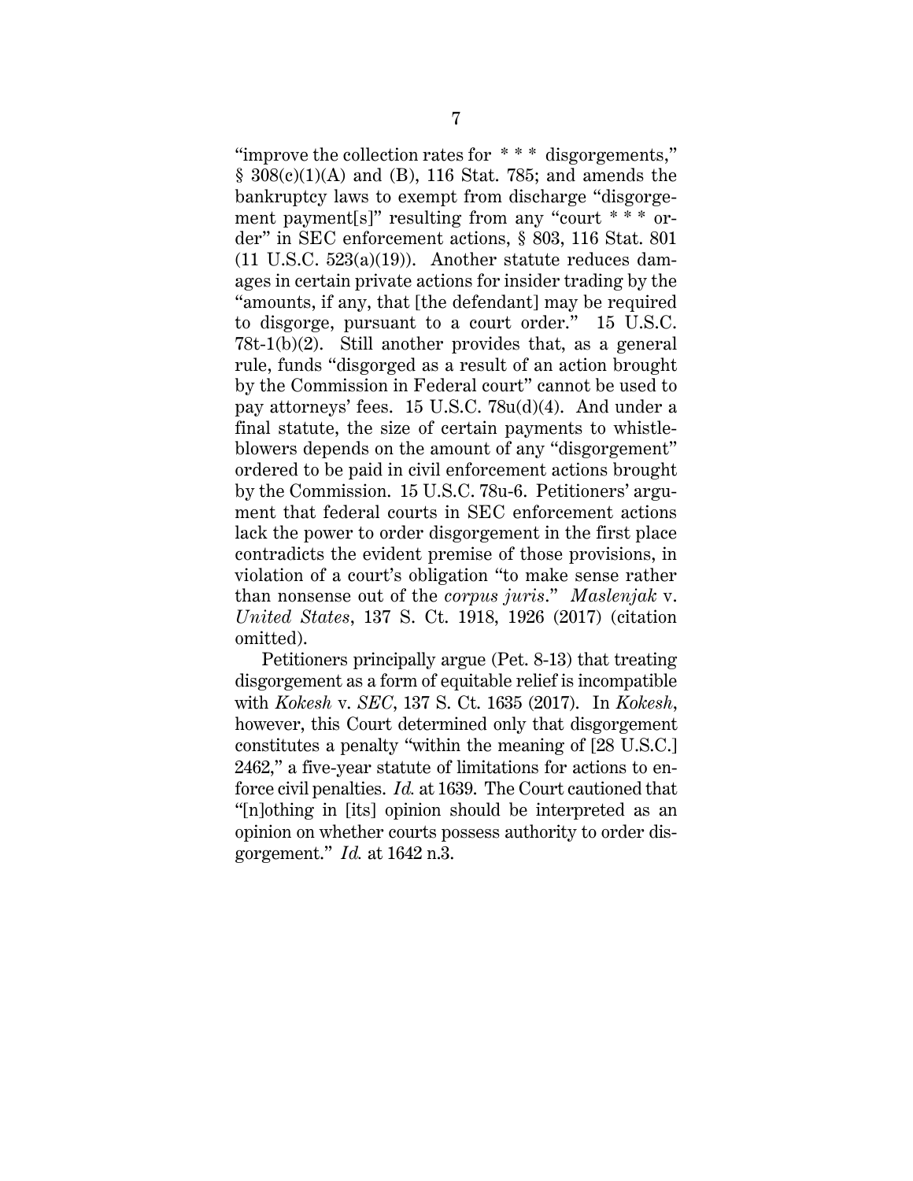"improve the collection rates for * * * disgorgements," § 308(c)(1)(A) and (B), 116 Stat. 785; and amends the bankruptcy laws to exempt from discharge "disgorgement payment[s]" resulting from any "court * * * order" in SEC enforcement actions, § 803, 116 Stat. 801 (11 U.S.C. 523(a)(19)). Another statute reduces damages in certain private actions for insider trading by the "amounts, if any, that [the defendant] may be required to disgorge, pursuant to a court order." 15 U.S.C. 78t-1(b)(2). Still another provides that, as a general rule, funds "disgorged as a result of an action brought by the Commission in Federal court" cannot be used to pay attorneys' fees. 15 U.S.C. 78u(d)(4). And under a final statute, the size of certain payments to whistleblowers depends on the amount of any "disgorgement" ordered to be paid in civil enforcement actions brought by the Commission. 15 U.S.C. 78u-6. Petitioners' argument that federal courts in SEC enforcement actions lack the power to order disgorgement in the first place contradicts the evident premise of those provisions, in violation of a court's obligation "to make sense rather than nonsense out of the *corpus juris*." *Maslenjak* v. *United States*, 137 S. Ct. 1918, 1926 (2017) (citation omitted).

Petitioners principally argue (Pet. 8-13) that treating disgorgement as a form of equitable relief is incompatible with *Kokesh* v. *SEC*, 137 S. Ct. 1635 (2017). In *Kokesh*, however, this Court determined only that disgorgement constitutes a penalty "within the meaning of [28 U.S.C.] 2462," a five-year statute of limitations for actions to enforce civil penalties. *Id.* at 1639. The Court cautioned that "[n]othing in [its] opinion should be interpreted as an opinion on whether courts possess authority to order disgorgement." *Id.* at 1642 n.3.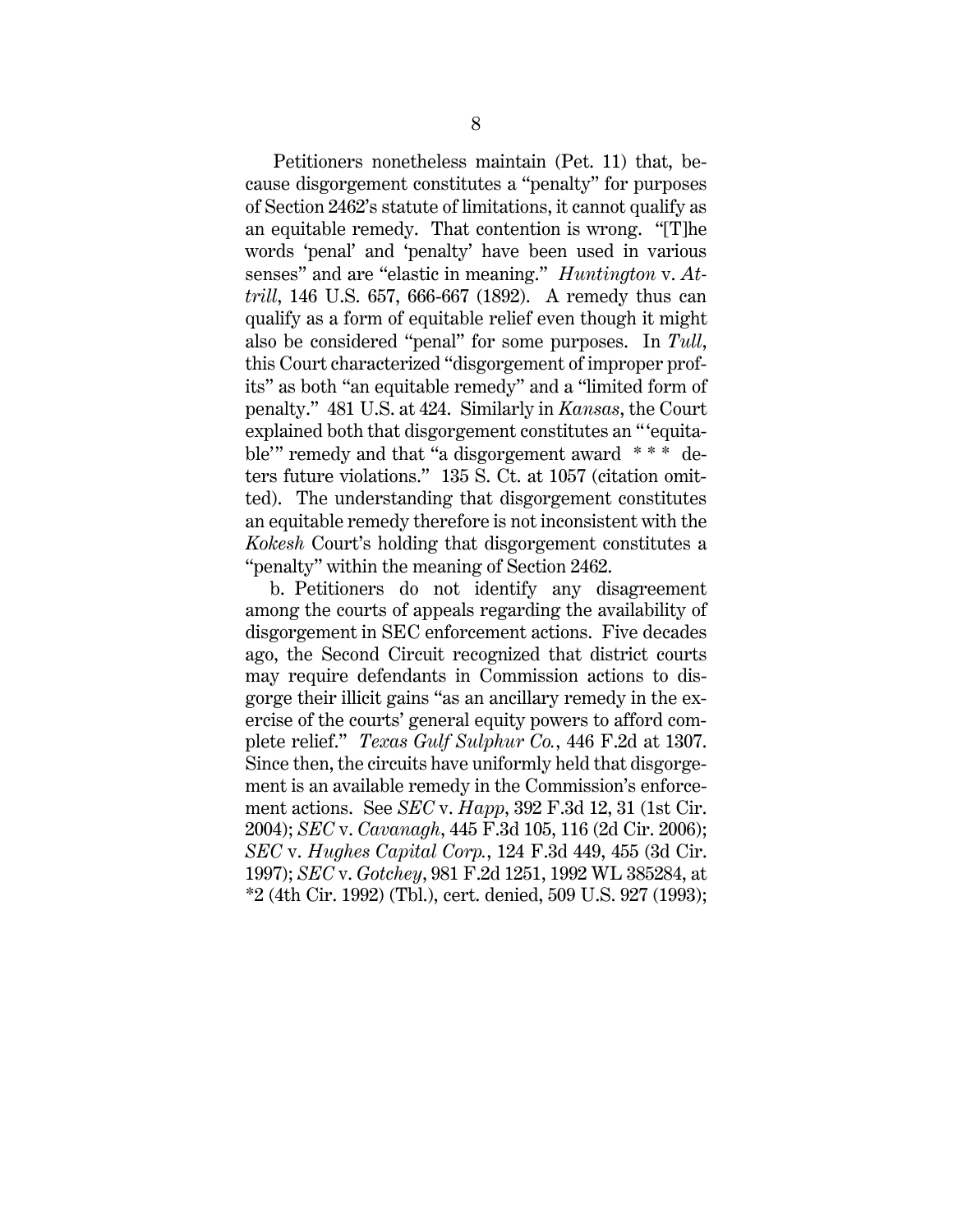Petitioners nonetheless maintain (Pet. 11) that, because disgorgement constitutes a "penalty" for purposes of Section 2462's statute of limitations, it cannot qualify as an equitable remedy. That contention is wrong. "[T]he words 'penal' and 'penalty' have been used in various senses" and are "elastic in meaning." *Huntington* v. *Attrill*, 146 U.S. 657, 666-667 (1892). A remedy thus can qualify as a form of equitable relief even though it might also be considered "penal" for some purposes. In *Tull*, this Court characterized "disgorgement of improper profits" as both "an equitable remedy" and a "limited form of penalty." 481 U.S. at 424. Similarly in *Kansas*, the Court explained both that disgorgement constitutes an "'equitable'" remedy and that "a disgorgement award * * * deters future violations." 135 S. Ct. at 1057 (citation omitted). The understanding that disgorgement constitutes an equitable remedy therefore is not inconsistent with the *Kokesh* Court's holding that disgorgement constitutes a "penalty" within the meaning of Section 2462.

b. Petitioners do not identify any disagreement among the courts of appeals regarding the availability of disgorgement in SEC enforcement actions. Five decades ago, the Second Circuit recognized that district courts may require defendants in Commission actions to disgorge their illicit gains "as an ancillary remedy in the exercise of the courts' general equity powers to afford complete relief." *Texas Gulf Sulphur Co.*, 446 F.2d at 1307. Since then, the circuits have uniformly held that disgorgement is an available remedy in the Commission's enforcement actions. See *SEC* v. *Happ*, 392 F.3d 12, 31 (1st Cir. 2004); *SEC* v. *Cavanagh*, 445 F.3d 105, 116 (2d Cir. 2006); *SEC* v. *Hughes Capital Corp.*, 124 F.3d 449, 455 (3d Cir. 1997); *SEC* v. *Gotchey*, 981 F.2d 1251, 1992 WL 385284, at *2 (4th Cir. 1992) (Tbl.), cert. denied, 509 U.S. 927 (1993);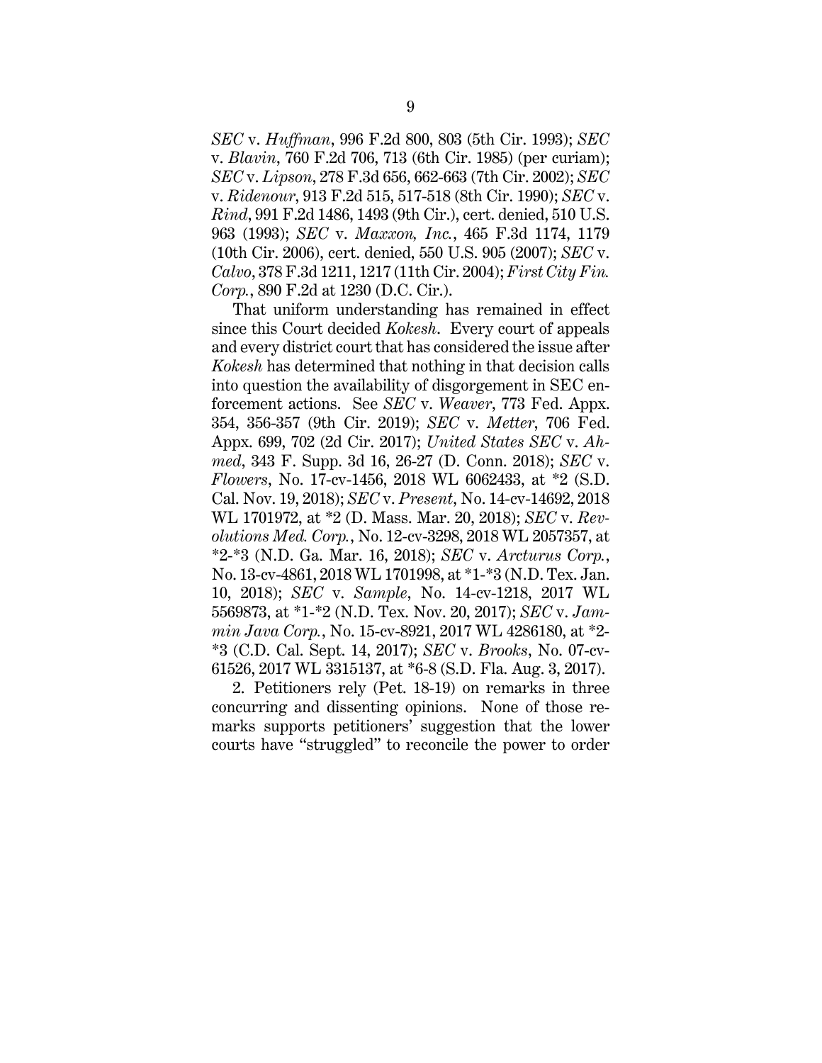*SEC* v. *Huffman*, 996 F.2d 800, 803 (5th Cir. 1993); *SEC* v. *Blavin*, 760 F.2d 706, 713 (6th Cir. 1985) (per curiam); *SEC* v. *Lipson*, 278 F.3d 656, 662-663 (7th Cir. 2002); *SEC* v. *Ridenour*, 913 F.2d 515, 517-518 (8th Cir. 1990); *SEC* v. *Rind*, 991 F.2d 1486, 1493 (9th Cir.), cert. denied, 510 U.S. 963 (1993); *SEC* v. *Maxxon, Inc.*, 465 F.3d 1174, 1179 (10th Cir. 2006), cert. denied, 550 U.S. 905 (2007); *SEC* v. *Calvo*, 378 F.3d 1211, 1217 (11th Cir. 2004); *First City Fin. Corp.*, 890 F.2d at 1230 (D.C. Cir.).

That uniform understanding has remained in effect since this Court decided *Kokesh*. Every court of appeals and every district court that has considered the issue after *Kokesh* has determined that nothing in that decision calls into question the availability of disgorgement in SEC enforcement actions. See *SEC* v. *Weaver*, 773 Fed. Appx. 354, 356-357 (9th Cir. 2019); *SEC* v. *Metter*, 706 Fed. Appx. 699, 702 (2d Cir. 2017); *United States SEC* v. *Ahmed*, 343 F. Supp. 3d 16, 26-27 (D. Conn. 2018); *SEC* v. *Flowers*, No. 17-cv-1456, 2018 WL 6062433, at *2 (S.D. Cal. Nov. 19, 2018); *SEC* v. *Present*, No. 14-cv-14692, 2018 WL 1701972, at *2 (D. Mass. Mar. 20, 2018); *SEC* v. *Revolutions Med. Corp.*, No. 12-cv-3298, 2018 WL 2057357, at *2-*3 (N.D. Ga. Mar. 16, 2018); *SEC* v. *Arcturus Corp.*, No. 13-cv-4861, 2018 WL 1701998, at *1-*3 (N.D. Tex. Jan. 10, 2018); *SEC* v. *Sample*, No. 14-cv-1218, 2017 WL 5569873, at *1-*2 (N.D. Tex. Nov. 20, 2017); *SEC* v. *Jammin Java Corp.*, No. 15-cv-8921, 2017 WL 4286180, at *2-*3 (C.D. Cal. Sept. 14, 2017); *SEC* v. *Brooks*, No. 07-cv-61526, 2017 WL 3315137, at *6-8 (S.D. Fla. Aug. 3, 2017).

2. Petitioners rely (Pet. 18-19) on remarks in three concurring and dissenting opinions. None of those remarks supports petitioners' suggestion that the lower courts have "struggled" to reconcile the power to order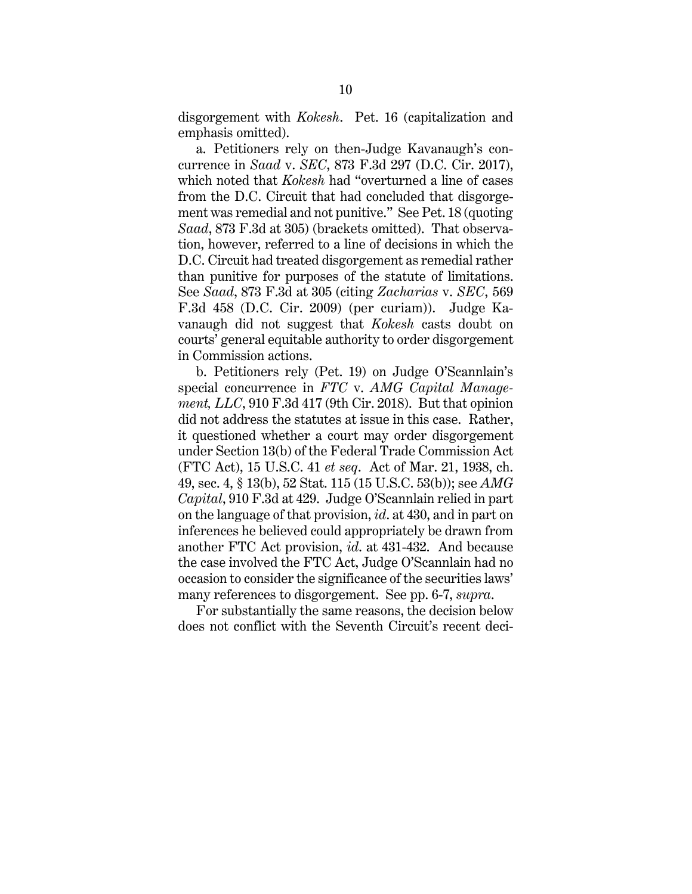disgorgement with *Kokesh*. Pet. 16 (capitalization and emphasis omitted).

a. Petitioners rely on then-Judge Kavanaugh's concurrence in *Saad* v. *SEC*, 873 F.3d 297 (D.C. Cir. 2017), which noted that *Kokesh* had "overturned a line of cases from the D.C. Circuit that had concluded that disgorgement was remedial and not punitive." See Pet. 18 (quoting *Saad*, 873 F.3d at 305) (brackets omitted). That observation, however, referred to a line of decisions in which the D.C. Circuit had treated disgorgement as remedial rather than punitive for purposes of the statute of limitations. See *Saad*, 873 F.3d at 305 (citing *Zacharias* v. *SEC*, 569 F.3d 458 (D.C. Cir. 2009) (per curiam)). Judge Kavanaugh did not suggest that *Kokesh* casts doubt on courts' general equitable authority to order disgorgement in Commission actions.

b. Petitioners rely (Pet. 19) on Judge O'Scannlain's special concurrence in *FTC* v. *AMG Capital Management, LLC*, 910 F.3d 417 (9th Cir. 2018). But that opinion did not address the statutes at issue in this case. Rather, it questioned whether a court may order disgorgement under Section 13(b) of the Federal Trade Commission Act (FTC Act), 15 U.S.C. 41 *et seq*. Act of Mar. 21, 1938, ch. 49, sec. 4, § 13(b), 52 Stat. 115 (15 U.S.C. 53(b)); see *AMG Capital*, 910 F.3d at 429. Judge O'Scannlain relied in part on the language of that provision, *id*. at 430, and in part on inferences he believed could appropriately be drawn from another FTC Act provision, *id*. at 431-432. And because the case involved the FTC Act, Judge O'Scannlain had no occasion to consider the significance of the securities laws' many references to disgorgement. See pp. 6-7, *supra*.

For substantially the same reasons, the decision below does not conflict with the Seventh Circuit's recent deci-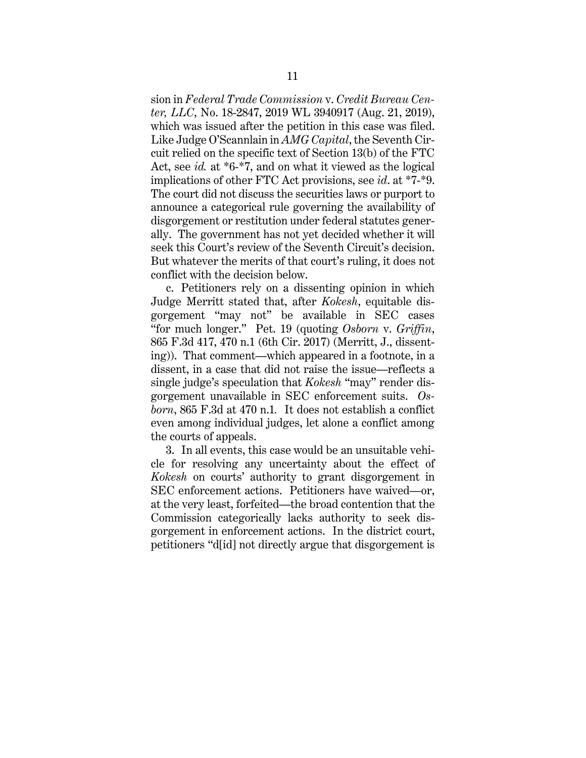sion in *Federal Trade Commission* v. *Credit Bureau Center, LLC*, No. 18-2847, 2019 WL 3940917 (Aug. 21, 2019), which was issued after the petition in this case was filed. Like Judge O'Scannlain in *AMG Capital*, the Seventh Circuit relied on the specific text of Section 13(b) of the FTC Act, see *id.* at *6-*7, and on what it viewed as the logical implications of other FTC Act provisions, see *id*. at *7-*9. The court did not discuss the securities laws or purport to announce a categorical rule governing the availability of disgorgement or restitution under federal statutes generally. The government has not yet decided whether it will seek this Court's review of the Seventh Circuit's decision. But whatever the merits of that court's ruling, it does not conflict with the decision below.

c. Petitioners rely on a dissenting opinion in which Judge Merritt stated that, after *Kokesh*, equitable disgorgement "may not" be available in SEC cases "for much longer." Pet. 19 (quoting *Osborn* v. *Griffin*, 865 F.3d 417, 470 n.1 (6th Cir. 2017) (Merritt, J., dissenting)). That comment—which appeared in a footnote, in a dissent, in a case that did not raise the issue—reflects a single judge's speculation that *Kokesh* "may" render disgorgement unavailable in SEC enforcement suits. *Osborn*, 865 F.3d at 470 n.1. It does not establish a conflict even among individual judges, let alone a conflict among the courts of appeals.

3. In all events, this case would be an unsuitable vehicle for resolving any uncertainty about the effect of *Kokesh* on courts' authority to grant disgorgement in SEC enforcement actions. Petitioners have waived—or, at the very least, forfeited—the broad contention that the Commission categorically lacks authority to seek disgorgement in enforcement actions. In the district court, petitioners "d[id] not directly argue that disgorgement is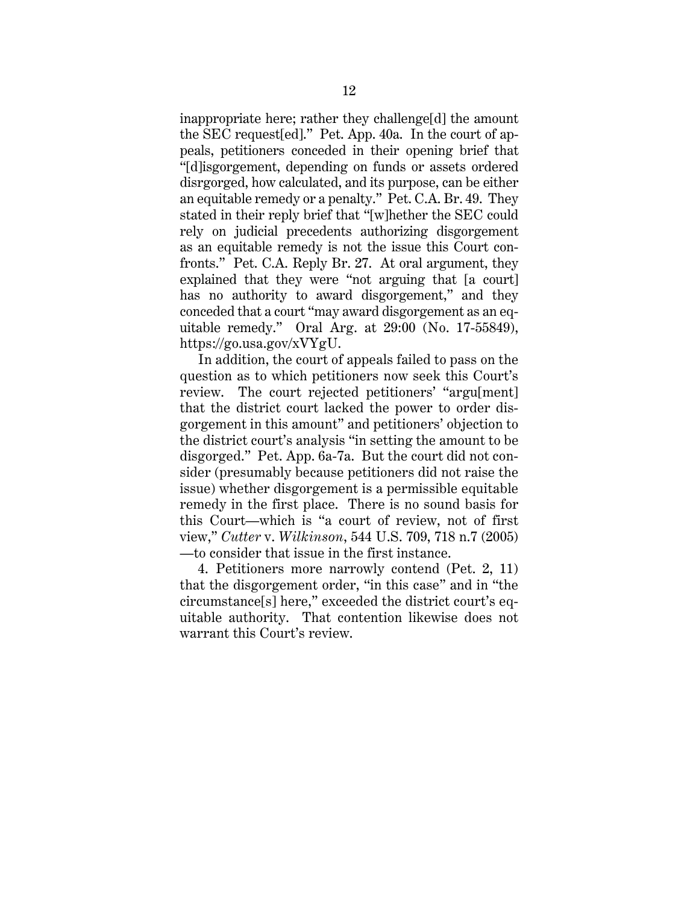inappropriate here; rather they challenge[d] the amount the SEC request[ed]." Pet. App. 40a. In the court of appeals, petitioners conceded in their opening brief that "[d]isgorgement, depending on funds or assets ordered disrgorged, how calculated, and its purpose, can be either an equitable remedy or a penalty." Pet. C.A. Br. 49. They stated in their reply brief that "[w]hether the SEC could rely on judicial precedents authorizing disgorgement as an equitable remedy is not the issue this Court confronts." Pet. C.A. Reply Br. 27. At oral argument, they explained that they were "not arguing that [a court] has no authority to award disgorgement," and they conceded that a court "may award disgorgement as an equitable remedy." Oral Arg. at 29:00 (No. 17-55849), https://go.usa.gov/xVYgU.

In addition, the court of appeals failed to pass on the question as to which petitioners now seek this Court's review. The court rejected petitioners' "argu[ment] that the district court lacked the power to order disgorgement in this amount" and petitioners' objection to the district court's analysis "in setting the amount to be disgorged." Pet. App. 6a-7a. But the court did not consider (presumably because petitioners did not raise the issue) whether disgorgement is a permissible equitable remedy in the first place. There is no sound basis for this Court—which is "a court of review, not of first view," *Cutter* v. *Wilkinson*, 544 U.S. 709, 718 n.7 (2005)—to consider that issue in the first instance.

4. Petitioners more narrowly contend (Pet. 2, 11) that the disgorgement order, "in this case" and in "the circumstance[s] here," exceeded the district court's equitable authority. That contention likewise does not warrant this Court's review.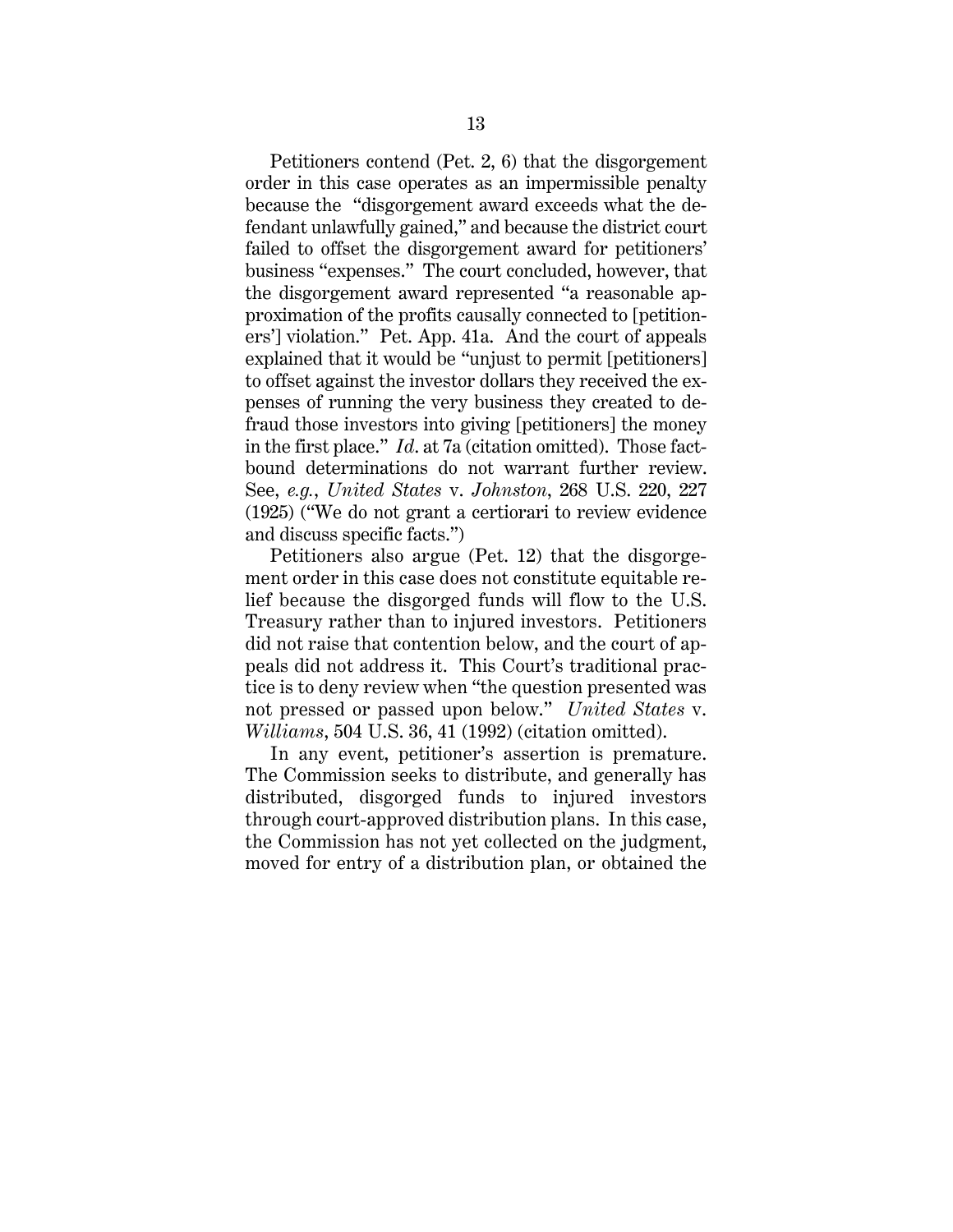Petitioners contend (Pet. 2, 6) that the disgorgement order in this case operates as an impermissible penalty because the "disgorgement award exceeds what the defendant unlawfully gained," and because the district court failed to offset the disgorgement award for petitioners' business "expenses." The court concluded, however, that the disgorgement award represented "a reasonable approximation of the profits causally connected to [petitioners'] violation." Pet. App. 41a. And the court of appeals explained that it would be "unjust to permit [petitioners] to offset against the investor dollars they received the expenses of running the very business they created to defraud those investors into giving [petitioners] the money in the first place." *Id.* at 7a (citation omitted). Those fact-bound determinations do not warrant further review. See, *e.g.*, *United States* v. *Johnston*, 268 U.S. 220, 227 (1925) ("We do not grant a certiorari to review evidence and discuss specific facts.")

Petitioners also argue (Pet. 12) that the disgorgement order in this case does not constitute equitable relief because the disgorged funds will flow to the U.S. Treasury rather than to injured investors. Petitioners did not raise that contention below, and the court of appeals did not address it. This Court's traditional practice is to deny review when "the question presented was not pressed or passed upon below." *United States* v. *Williams*, 504 U.S. 36, 41 (1992) (citation omitted).

In any event, petitioner's assertion is premature. The Commission seeks to distribute, and generally has distributed, disgorged funds to injured investors through court-approved distribution plans. In this case, the Commission has not yet collected on the judgment, moved for entry of a distribution plan, or obtained the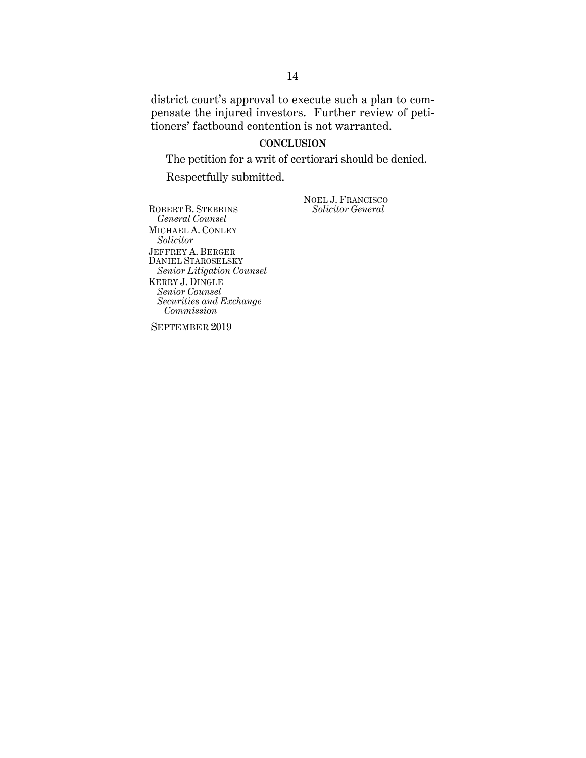district court's approval to execute such a plan to compensate the injured investors. Further review of petitioners' factbound contention is not warranted.

## CONCLUSION

The petition for a writ of certiorari should be denied.

Respectfully submitted.

NOEL J. FRANCISCO
*Solicitor General*

ROBERT B. STEBBINS
*General Counsel*
MICHAEL A. CONLEY
*Solicitor*
JEFFREY A. BERGER
DANIEL STAROSELSKY
*Senior Litigation Counsel*
KERRY J. DINGLE
*Senior Counsel*
*Securities and Exchange Commission*

SEPTEMBER 2019